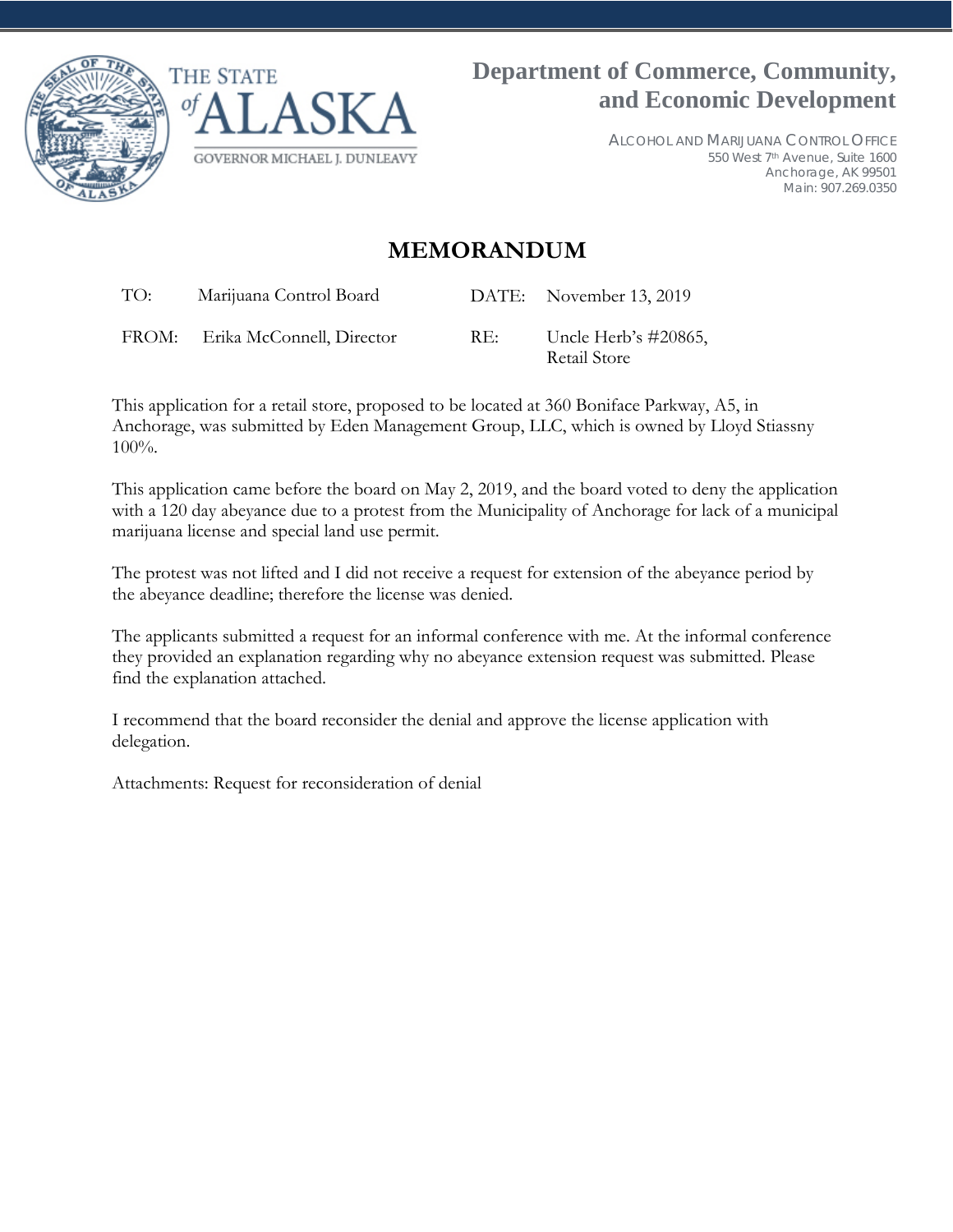THE STATE of ALASKA

GOVERNOR MICHAEL J. DUNLEAVY

**Department of Commerce, Community, and Economic Development**

ALCOHOL AND MARIJUANA CONTROL OFFICE
550 West 7th Avenue, Suite 1600
Anchorage, AK 99501
Main: 907.269.0350

# MEMORANDUM

| | | | |
|---|---|---|---|
| TO: | Marijuana Control Board | DATE: | November 13, 2019 |
| FROM: | Erika McConnell, Director | RE: | Uncle Herb's #20865, Retail Store |

This application for a retail store, proposed to be located at 360 Boniface Parkway, A5, in Anchorage, was submitted by Eden Management Group, LLC, which is owned by Lloyd Stiassny 100%.

This application came before the board on May 2, 2019, and the board voted to deny the application with a 120 day abeyance due to a protest from the Municipality of Anchorage for lack of a municipal marijuana license and special land use permit.

The protest was not lifted and I did not receive a request for extension of the abeyance period by the abeyance deadline; therefore the license was denied.

The applicants submitted a request for an informal conference with me. At the informal conference they provided an explanation regarding why no abeyance extension request was submitted. Please find the explanation attached.

I recommend that the board reconsider the denial and approve the license application with delegation.

Attachments: Request for reconsideration of denial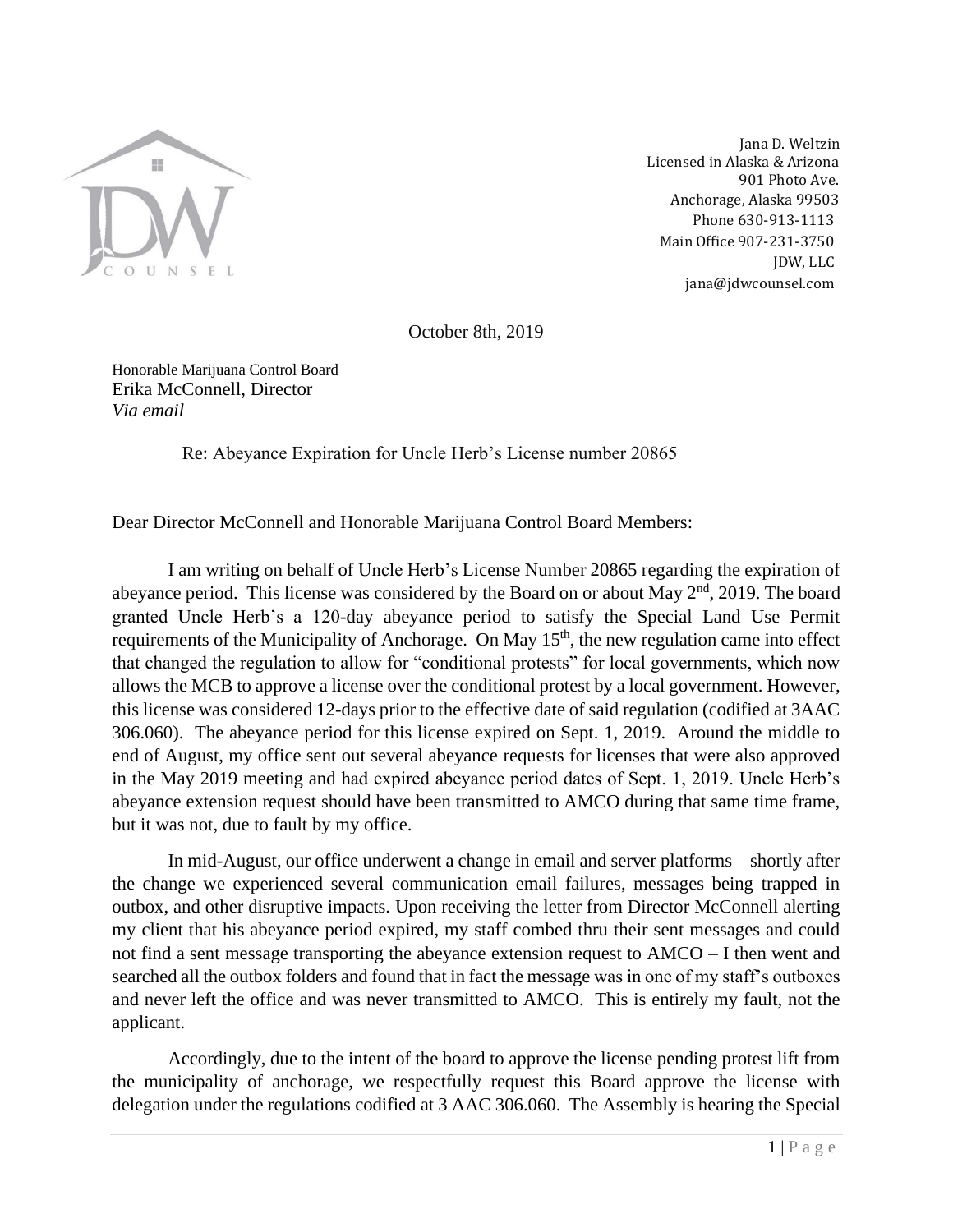Jana D. Weltzin
Licensed in Alaska & Arizona
901 Photo Ave.
Anchorage, Alaska 99503
Phone 630-913-1113
Main Office 907-231-3750
JDW, LLC
jana@jdwcounsel.com

October 8th, 2019

Honorable Marijuana Control Board
Erika McConnell, Director
*Via email*

Re: Abeyance Expiration for Uncle Herb's License number 20865

Dear Director McConnell and Honorable Marijuana Control Board Members:

I am writing on behalf of Uncle Herb's License Number 20865 regarding the expiration of abeyance period. This license was considered by the Board on or about May 2nd, 2019. The board granted Uncle Herb's a 120-day abeyance period to satisfy the Special Land Use Permit requirements of the Municipality of Anchorage. On May 15th, the new regulation came into effect that changed the regulation to allow for "conditional protests" for local governments, which now allows the MCB to approve a license over the conditional protest by a local government. However, this license was considered 12-days prior to the effective date of said regulation (codified at 3AAC 306.060). The abeyance period for this license expired on Sept. 1, 2019. Around the middle to end of August, my office sent out several abeyance requests for licenses that were also approved in the May 2019 meeting and had expired abeyance period dates of Sept. 1, 2019. Uncle Herb's abeyance extension request should have been transmitted to AMCO during that same time frame, but it was not, due to fault by my office.

In mid-August, our office underwent a change in email and server platforms – shortly after the change we experienced several communication email failures, messages being trapped in outbox, and other disruptive impacts. Upon receiving the letter from Director McConnell alerting my client that his abeyance period expired, my staff combed thru their sent messages and could not find a sent message transporting the abeyance extension request to AMCO – I then went and searched all the outbox folders and found that in fact the message was in one of my staff's outboxes and never left the office and was never transmitted to AMCO. This is entirely my fault, not the applicant.

Accordingly, due to the intent of the board to approve the license pending protest lift from the municipality of anchorage, we respectfully request this Board approve the license with delegation under the regulations codified at 3 AAC 306.060. The Assembly is hearing the Special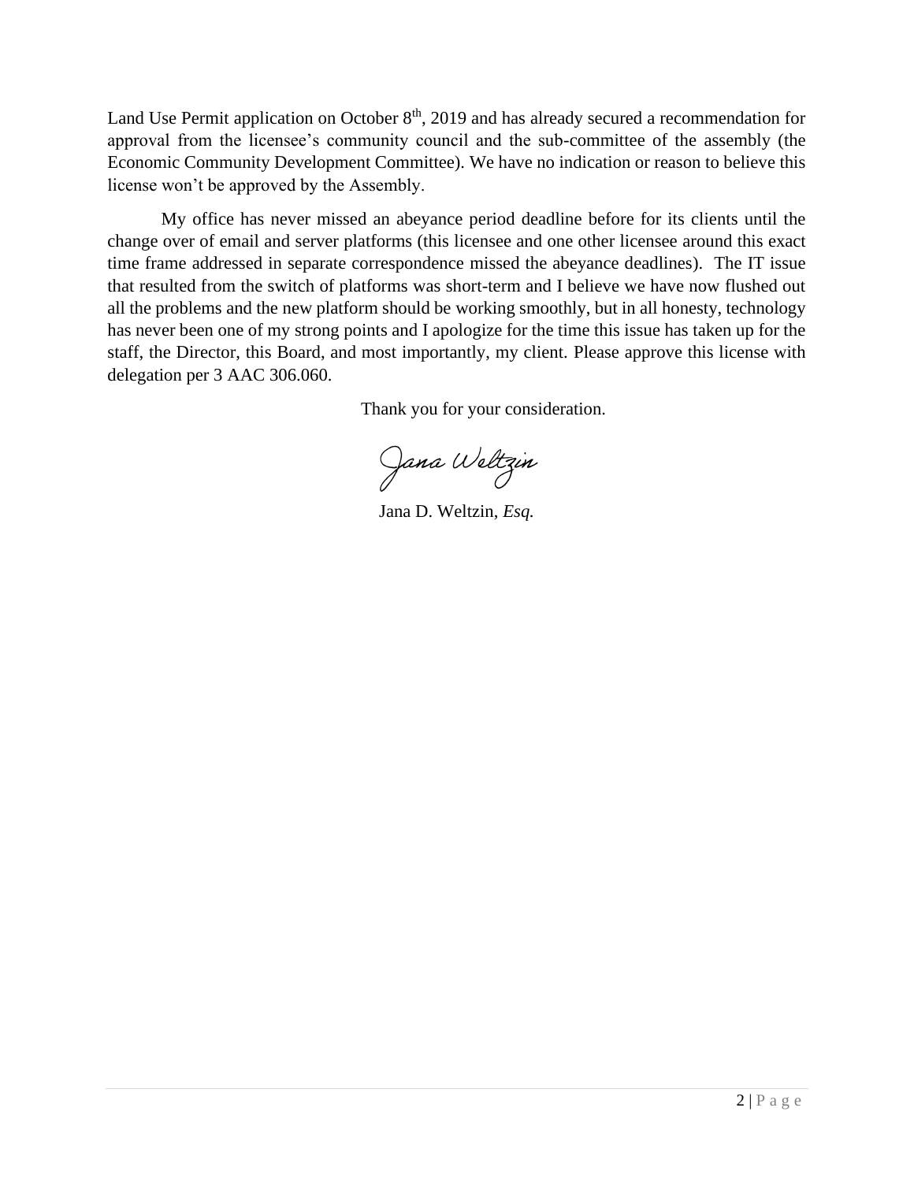Land Use Permit application on October 8th, 2019 and has already secured a recommendation for approval from the licensee's community council and the sub-committee of the assembly (the Economic Community Development Committee). We have no indication or reason to believe this license won't be approved by the Assembly.

My office has never missed an abeyance period deadline before for its clients until the change over of email and server platforms (this licensee and one other licensee around this exact time frame addressed in separate correspondence missed the abeyance deadlines). The IT issue that resulted from the switch of platforms was short-term and I believe we have now flushed out all the problems and the new platform should be working smoothly, but in all honesty, technology has never been one of my strong points and I apologize for the time this issue has taken up for the staff, the Director, this Board, and most importantly, my client. Please approve this license with delegation per 3 AAC 306.060.

Thank you for your consideration.

Jana Weltzin

Jana D. Weltzin, *Esq.*